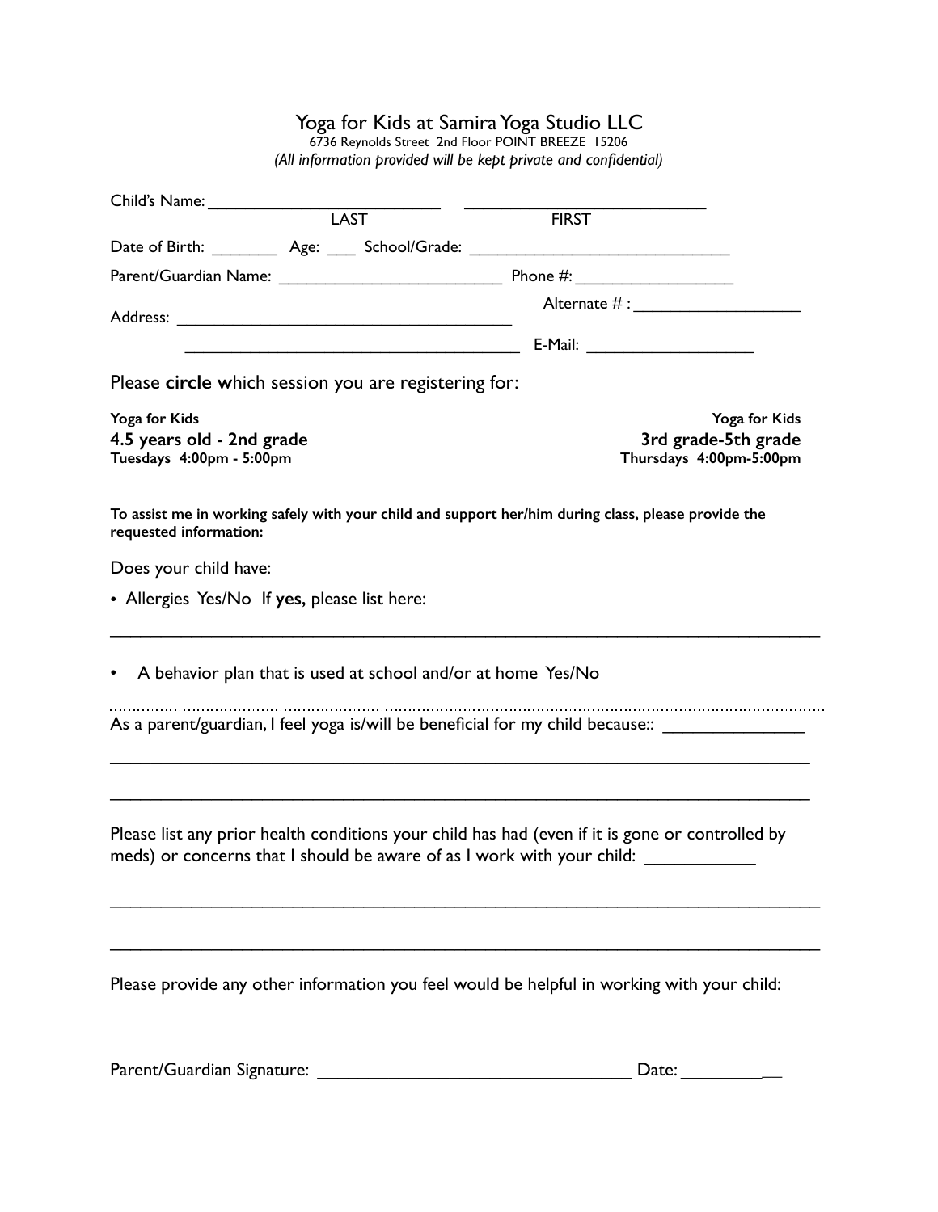# Yoga for Kids at Samira Yoga Studio LLC

6736 Reynolds Street 2nd Floor POINT BREEZE 15206

*(All information provided will be kept private and confidential)*

Child's Name: __________________________ __________________________
LAST FIRST

Date of Birth: ________ Age: ___ School/Grade: ______________________________

Parent/Guardian Name: ________________________ Phone #: _________________

Alternate # : __________________

Address: ______________________________________

______________________________________ E-Mail: __________________

Please **circle w**hich session you are registering for:

**Yoga for Kids**
**4.5 years old - 2nd grade**
**Tuesdays 4:00pm - 5:00pm**

**Yoga for Kids**
**3rd grade-5th grade**
**Thursdays 4:00pm-5:00pm**

**To assist me in working safely with your child and support her/him during class, please provide the requested information:**

Does your child have:

- Allergies Yes/No If **yes,** please list here:

______________________________________________________________________________

- A behavior plan that is used at school and/or at home Yes/No

As a parent/guardian, I feel yoga is/will be beneficial for my child because:: _______________

______________________________________________________________________________

______________________________________________________________________________

Please list any prior health conditions your child has had (even if it is gone or controlled by meds) or concerns that I should be aware of as I work with your child: ___________

______________________________________________________________________________

______________________________________________________________________________

Please provide any other information you feel would be helpful in working with your child:

Parent/Guardian Signature: _________________________________ Date: ___________